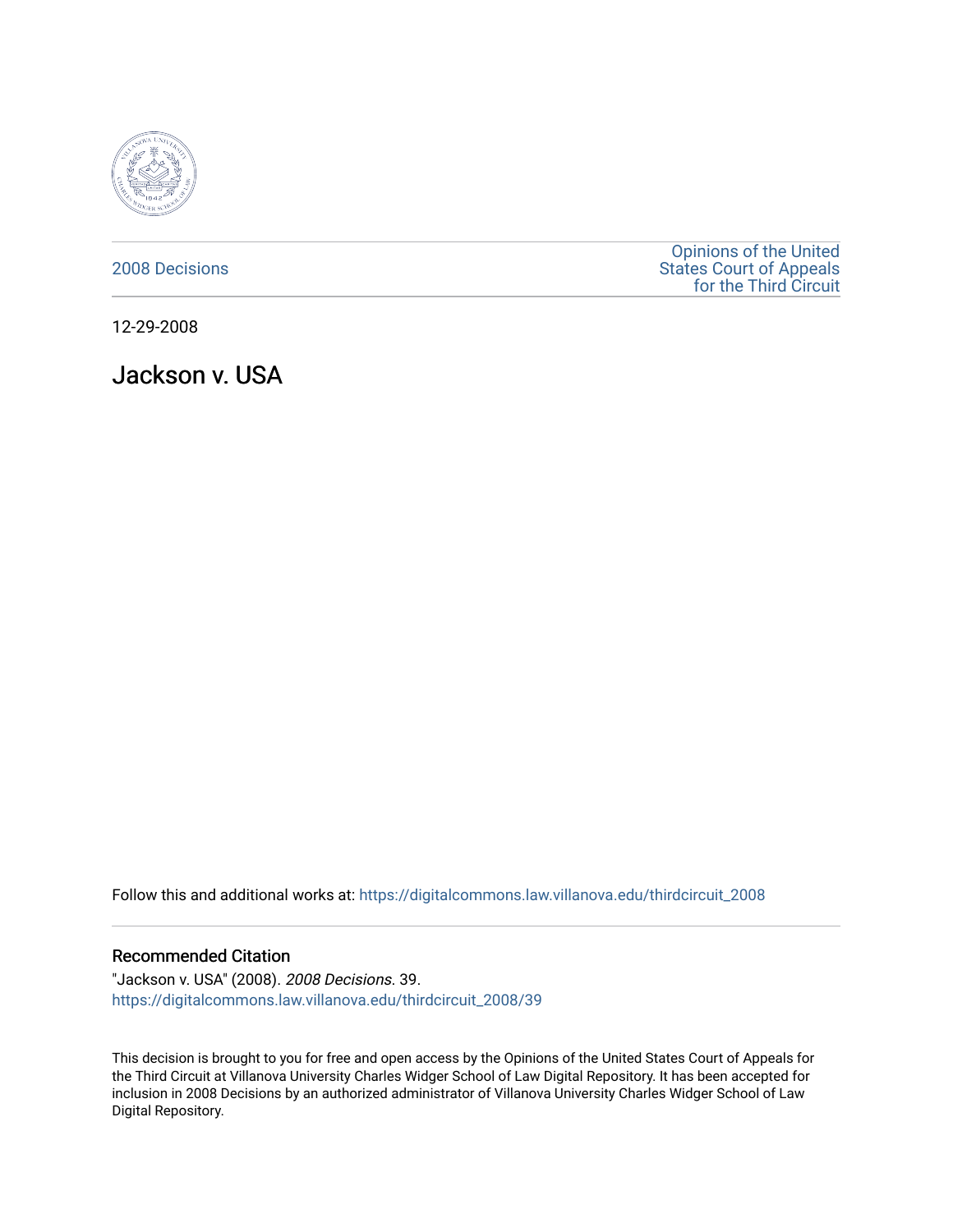2008 Decisions

Opinions of the United States Court of Appeals for the Third Circuit

12-29-2008

# Jackson v. USA

Follow this and additional works at: https://digitalcommons.law.villanova.edu/thirdcircuit_2008

### Recommended Citation

"Jackson v. USA" (2008). *2008 Decisions*. 39.
https://digitalcommons.law.villanova.edu/thirdcircuit_2008/39

This decision is brought to you for free and open access by the Opinions of the United States Court of Appeals for the Third Circuit at Villanova University Charles Widger School of Law Digital Repository. It has been accepted for inclusion in 2008 Decisions by an authorized administrator of Villanova University Charles Widger School of Law Digital Repository.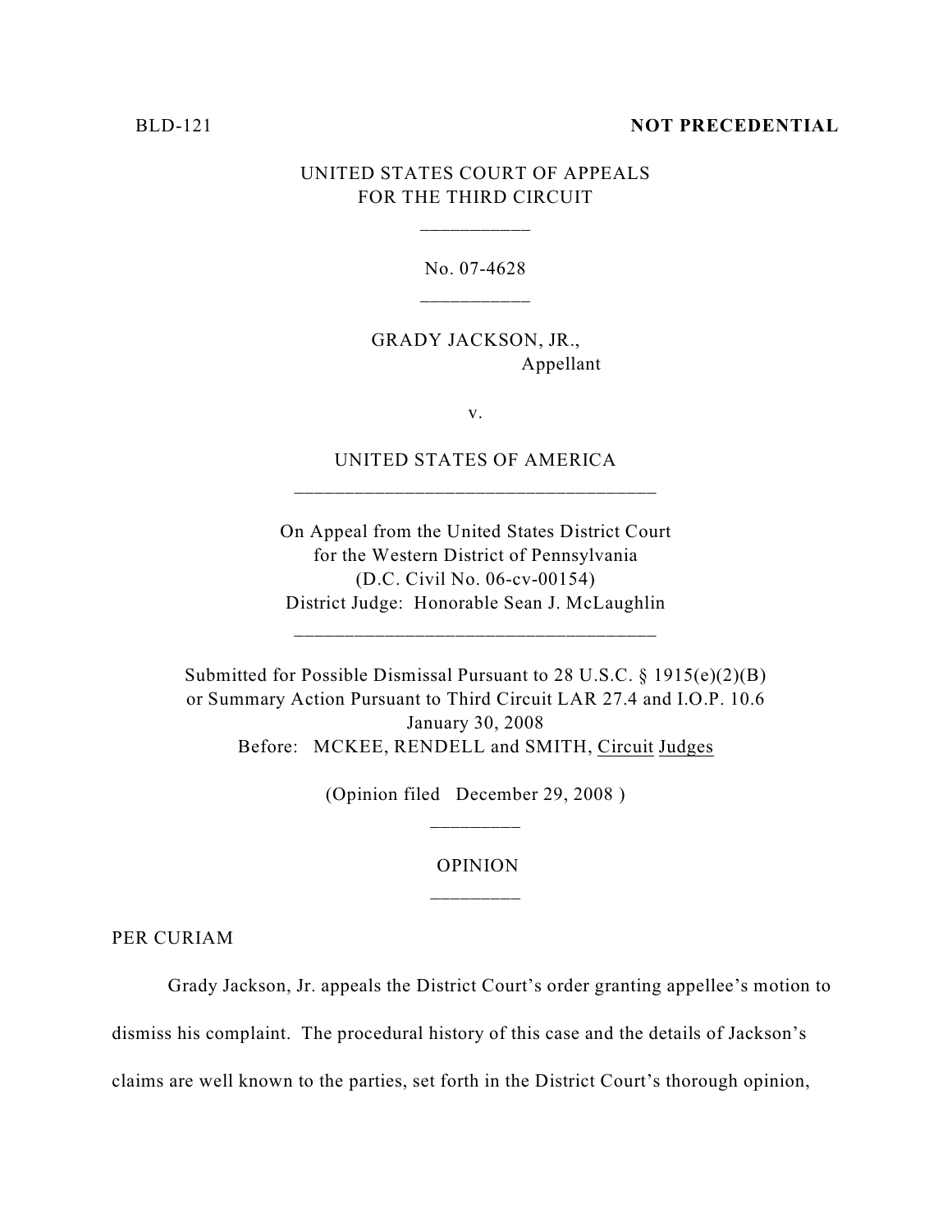BLD-121 **NOT PRECEDENTIAL**

UNITED STATES COURT OF APPEALS
FOR THE THIRD CIRCUIT

___________

No. 07-4628

___________

GRADY JACKSON, JR.,
Appellant

v.

UNITED STATES OF AMERICA

____________________________________

On Appeal from the United States District Court
for the Western District of Pennsylvania
(D.C. Civil No. 06-cv-00154)
District Judge: Honorable Sean J. McLaughlin

____________________________________

Submitted for Possible Dismissal Pursuant to 28 U.S.C. § 1915(e)(2)(B)
or Summary Action Pursuant to Third Circuit LAR 27.4 and I.O.P. 10.6
January 30, 2008
Before: MCKEE, RENDELL and SMITH, Circuit Judges

(Opinion filed December 29, 2008 )

_________

OPINION

_________

PER CURIAM

Grady Jackson, Jr. appeals the District Court's order granting appellee's motion to dismiss his complaint. The procedural history of this case and the details of Jackson's claims are well known to the parties, set forth in the District Court's thorough opinion,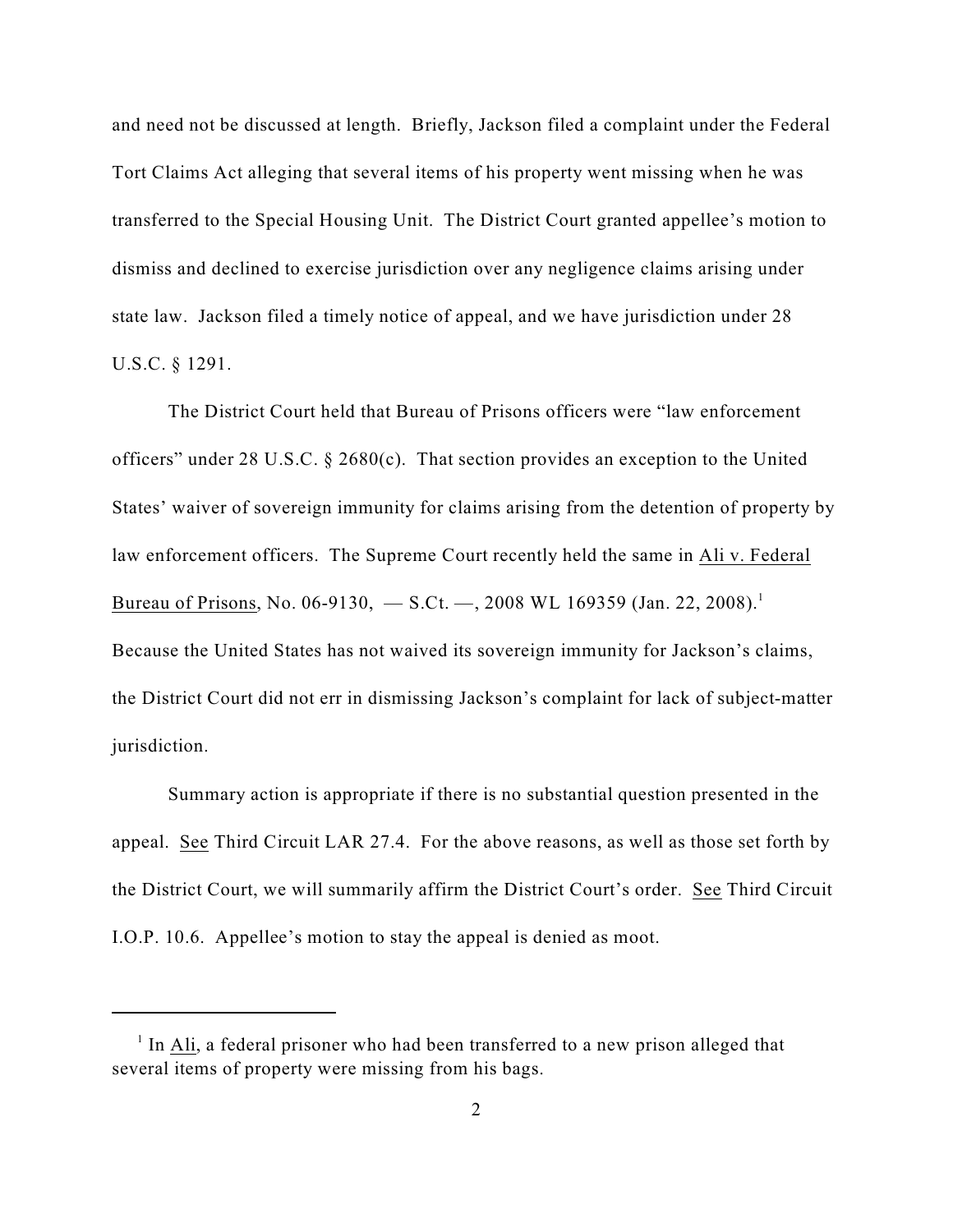and need not be discussed at length. Briefly, Jackson filed a complaint under the Federal Tort Claims Act alleging that several items of his property went missing when he was transferred to the Special Housing Unit. The District Court granted appellee's motion to dismiss and declined to exercise jurisdiction over any negligence claims arising under state law. Jackson filed a timely notice of appeal, and we have jurisdiction under 28 U.S.C. § 1291.

The District Court held that Bureau of Prisons officers were "law enforcement officers" under 28 U.S.C. § 2680(c). That section provides an exception to the United States' waiver of sovereign immunity for claims arising from the detention of property by law enforcement officers. The Supreme Court recently held the same in Ali v. Federal Bureau of Prisons, No. 06-9130, — S.Ct. —, 2008 WL 169359 (Jan. 22, 2008).[1] Because the United States has not waived its sovereign immunity for Jackson's claims, the District Court did not err in dismissing Jackson's complaint for lack of subject-matter jurisdiction.

Summary action is appropriate if there is no substantial question presented in the appeal. See Third Circuit LAR 27.4. For the above reasons, as well as those set forth by the District Court, we will summarily affirm the District Court's order. See Third Circuit I.O.P. 10.6. Appellee's motion to stay the appeal is denied as moot.

---

[1] In Ali, a federal prisoner who had been transferred to a new prison alleged that several items of property were missing from his bags.